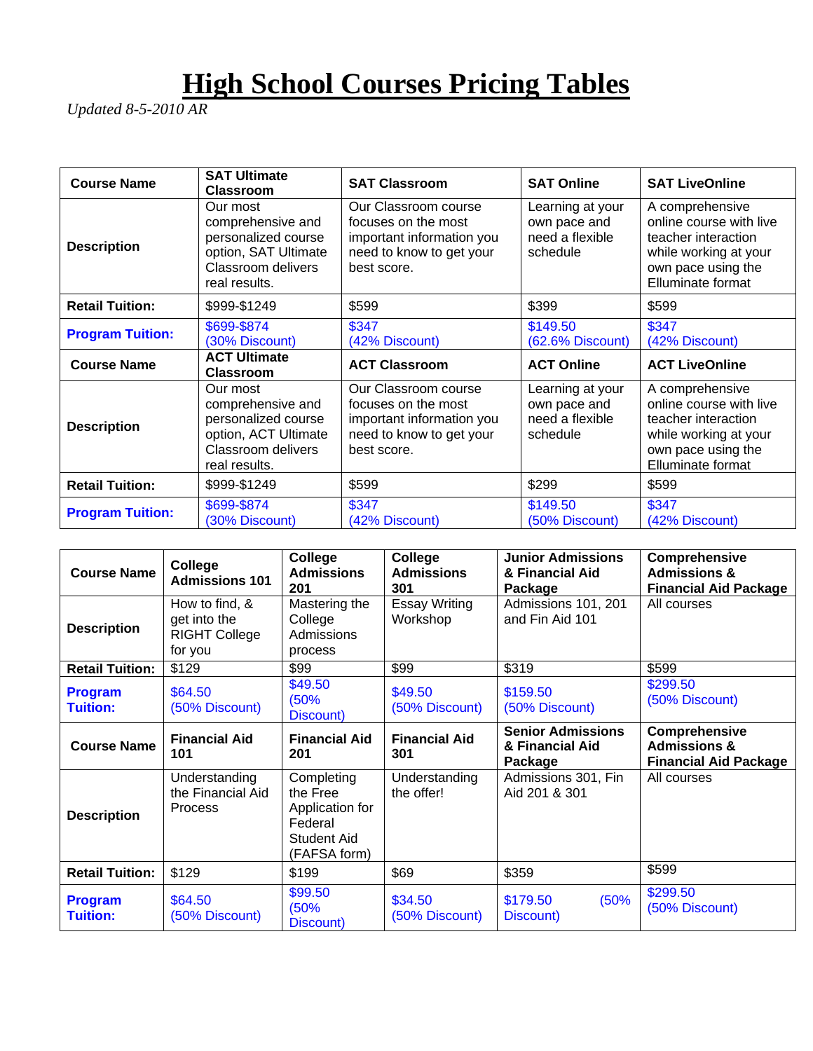# High School Courses Pricing Tables

*Updated 8-5-2010 AR*

| **Course Name** | **SAT Ultimate Classroom** | **SAT Classroom** | **SAT Online** | **SAT LiveOnline** |
|---|---|---|---|---|
| **Description** | Our most comprehensive and personalized course option, SAT Ultimate Classroom delivers real results. | Our Classroom course focuses on the most important information you need to know to get your best score. | Learning at your own pace and need a flexible schedule | A comprehensive online course with live teacher interaction while working at your own pace using the Elluminate format |
| **Retail Tuition:** | $999-$1249 | $599 | $399 | $599 |
| **Program Tuition:** | $699-$874 (30% Discount) | $347 (42% Discount) | $149.50 (62.6% Discount) | $347 (42% Discount) |
| **Course Name** | **ACT Ultimate Classroom** | **ACT Classroom** | **ACT Online** | **ACT LiveOnline** |
| **Description** | Our most comprehensive and personalized course option, ACT Ultimate Classroom delivers real results. | Our Classroom course focuses on the most important information you need to know to get your best score. | Learning at your own pace and need a flexible schedule | A comprehensive online course with live teacher interaction while working at your own pace using the Elluminate format |
| **Retail Tuition:** | $999-$1249 | $599 | $299 | $599 |
| **Program Tuition:** | $699-$874 (30% Discount) | $347 (42% Discount) | $149.50 (50% Discount) | $347 (42% Discount) |

| **Course Name** | **College Admissions 101** | **College Admissions 201** | **College Admissions 301** | **Junior Admissions & Financial Aid Package** | **Comprehensive Admissions & Financial Aid Package** |
|---|---|---|---|---|---|
| **Description** | How to find, & get into the RIGHT College for you | Mastering the College Admissions process | Essay Writing Workshop | Admissions 101, 201 and Fin Aid 101 | All courses |
| **Retail Tuition:** | $129 | $99 | $99 | $319 | $599 |
| **Program Tuition:** | $64.50 (50% Discount) | $49.50 (50% Discount) | $49.50 (50% Discount) | $159.50 (50% Discount) | $299.50 (50% Discount) |
| **Course Name** | **Financial Aid 101** | **Financial Aid 201** | **Financial Aid 301** | **Senior Admissions & Financial Aid Package** | **Comprehensive Admissions & Financial Aid Package** |
| **Description** | Understanding the Financial Aid Process | Completing the Free Application for Federal Student Aid (FAFSA form) | Understanding the offer! | Admissions 301, Fin Aid 201 & 301 | All courses |
| **Retail Tuition:** | $129 | $199 | $69 | $359 | $599 |
| **Program Tuition:** | $64.50 (50% Discount) | $99.50 (50% Discount) | $34.50 (50% Discount) | $179.50 (50% Discount) | $299.50 (50% Discount) |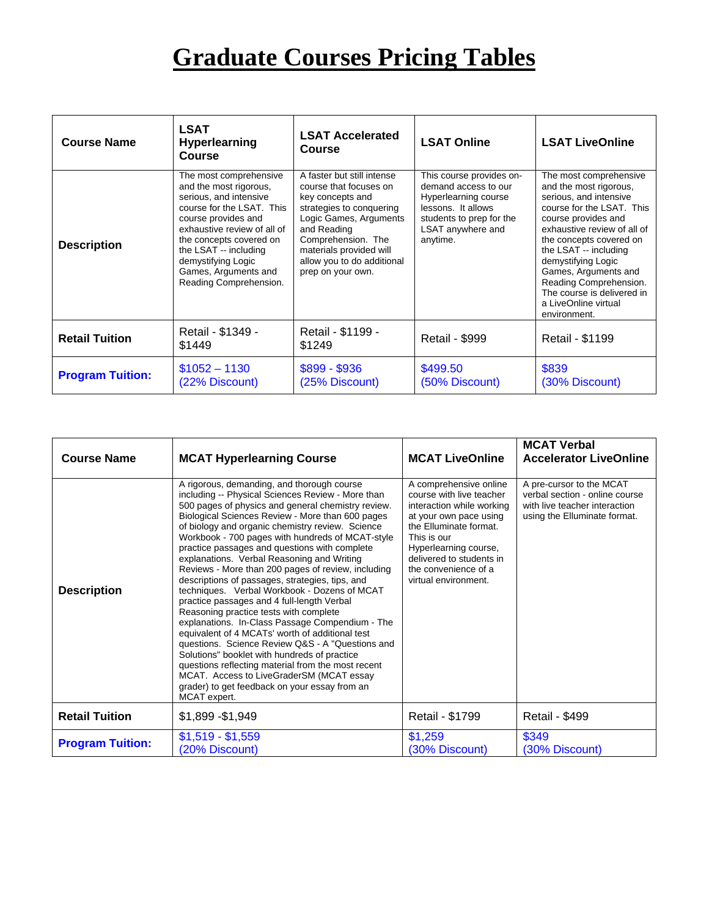# Graduate Courses Pricing Tables

| Course Name | LSAT Hyperlearning Course | LSAT Accelerated Course | LSAT Online | LSAT LiveOnline |
|---|---|---|---|---|
| **Description** | The most comprehensive and the most rigorous, serious, and intensive course for the LSAT. This course provides and exhaustive review of all of the concepts covered on the LSAT -- including demystifying Logic Games, Arguments and Reading Comprehension. | A faster but still intense course that focuses on key concepts and strategies to conquering Logic Games, Arguments and Reading Comprehension. The materials provided will allow you to do additional prep on your own. | This course provides on-demand access to our Hyperlearning course lessons. It allows students to prep for the LSAT anywhere and anytime. | The most comprehensive and the most rigorous, serious, and intensive course for the LSAT. This course provides and exhaustive review of all of the concepts covered on the LSAT -- including demystifying Logic Games, Arguments and Reading Comprehension. The course is delivered in a LiveOnline virtual environment. |
| **Retail Tuition** | Retail - $1349 - $1449 | Retail - $1199 - $1249 | Retail - $999 | Retail - $1199 |
| **Program Tuition:** | $1052 – 1130 (22% Discount) | $899 - $936 (25% Discount) | $499.50 (50% Discount) | $839 (30% Discount) |

| Course Name | MCAT Hyperlearning Course | MCAT LiveOnline | MCAT Verbal Accelerator LiveOnline |
|---|---|---|---|
| **Description** | A rigorous, demanding, and thorough course including -- Physical Sciences Review - More than 500 pages of physics and general chemistry review. Biological Sciences Review - More than 600 pages of biology and organic chemistry review. Science Workbook - 700 pages with hundreds of MCAT-style practice passages and questions with complete explanations. Verbal Reasoning and Writing Reviews - More than 200 pages of review, including descriptions of passages, strategies, tips, and techniques. Verbal Workbook - Dozens of MCAT practice passages and 4 full-length Verbal Reasoning practice tests with complete explanations. In-Class Passage Compendium - The equivalent of 4 MCATs' worth of additional test questions. Science Review Q&S - A "Questions and Solutions" booklet with hundreds of practice questions reflecting material from the most recent MCAT. Access to LiveGraderSM (MCAT essay grader) to get feedback on your essay from an MCAT expert. | A comprehensive online course with live teacher interaction while working at your own pace using the Elluminate format. This is our Hyperlearning course, delivered to students in the convenience of a virtual environment. | A pre-cursor to the MCAT verbal section - online course with live teacher interaction using the Elluminate format. |
| **Retail Tuition** | $1,899 -$1,949 | Retail - $1799 | Retail - $499 |
| **Program Tuition:** | $1,519 - $1,559 (20% Discount) | $1,259 (30% Discount) | $349 (30% Discount) |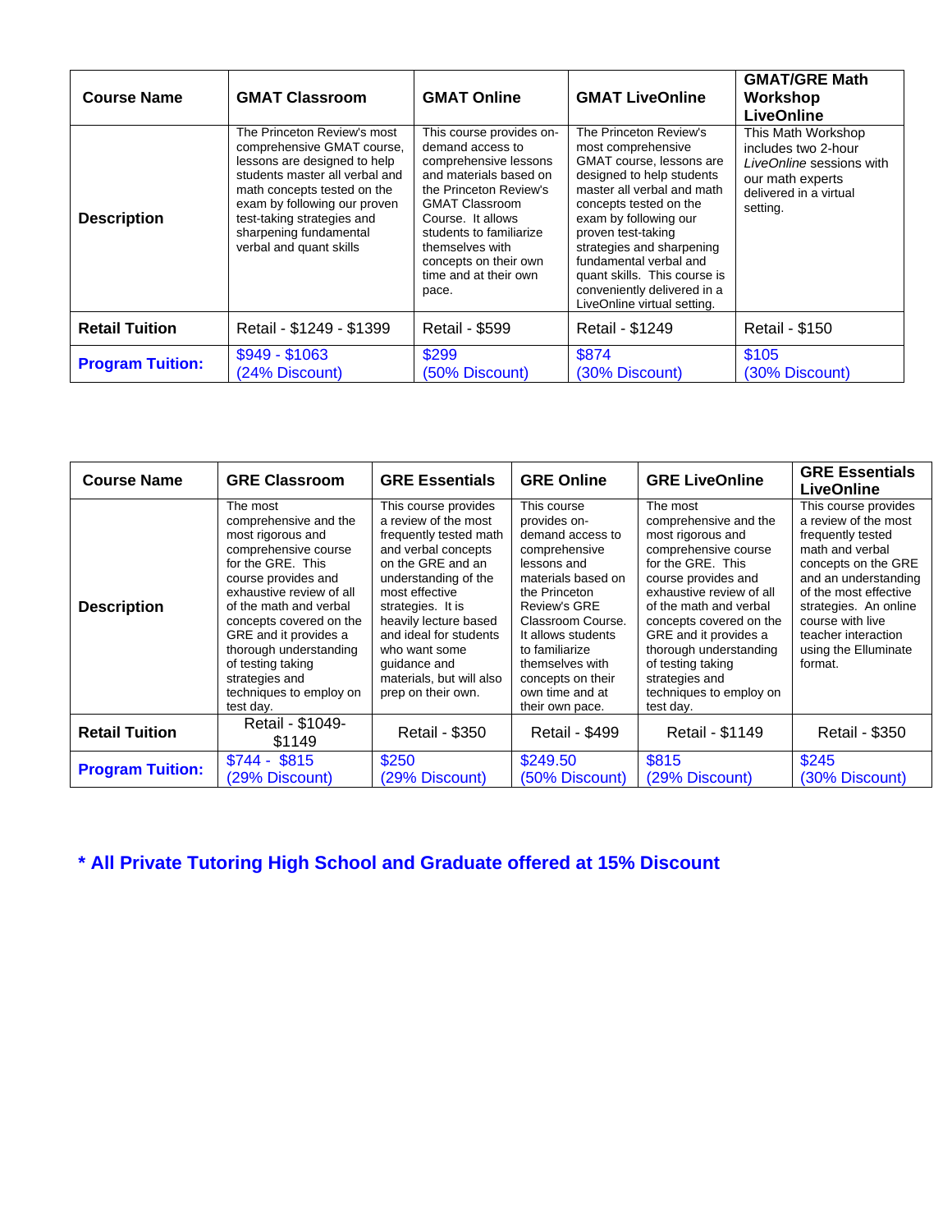| Course Name | GMAT Classroom | GMAT Online | GMAT LiveOnline | GMAT/GRE Math Workshop LiveOnline |
|---|---|---|---|---|
| **Description** | The Princeton Review's most comprehensive GMAT course, lessons are designed to help students master all verbal and math concepts tested on the exam by following our proven test-taking strategies and sharpening fundamental verbal and quant skills | This course provides on-demand access to comprehensive lessons and materials based on the Princeton Review's GMAT Classroom Course. It allows students to familiarize themselves with concepts on their own time and at their own pace. | The Princeton Review's most comprehensive GMAT course, lessons are designed to help students master all verbal and math concepts tested on the exam by following our proven test-taking strategies and sharpening fundamental verbal and quant skills. This course is conveniently delivered in a LiveOnline virtual setting. | This Math Workshop includes two 2-hour *LiveOnline* sessions with our math experts delivered in a virtual setting. |
| **Retail Tuition** | Retail - $1249 - $1399 | Retail - $599 | Retail - $1249 | Retail - $150 |
| **Program Tuition:** | $949 - $1063 (24% Discount) | $299 (50% Discount) | $874 (30% Discount) | $105 (30% Discount) |

| Course Name | GRE Classroom | GRE Essentials | GRE Online | GRE LiveOnline | GRE Essentials LiveOnline |
|---|---|---|---|---|---|
| **Description** | The most comprehensive and the most rigorous and comprehensive course for the GRE. This course provides and exhaustive review of all of the math and verbal concepts covered on the GRE and it provides a thorough understanding of testing taking strategies and techniques to employ on test day. | This course provides a review of the most frequently tested math and verbal concepts on the GRE and an understanding of the most effective strategies. It is heavily lecture based and ideal for students who want some guidance and materials, but will also prep on their own. | This course provides on-demand access to comprehensive lessons and materials based on the Princeton Review's GRE Classroom Course. It allows students to familiarize themselves with concepts on their own time and at their own pace. | The most comprehensive and the most rigorous and comprehensive course for the GRE. This course provides and exhaustive review of all of the math and verbal concepts covered on the GRE and it provides a thorough understanding of testing taking strategies and techniques to employ on test day. | This course provides a review of the most frequently tested math and verbal concepts on the GRE and an understanding of the most effective strategies. An online course with live teacher interaction using the Elluminate format. |
| **Retail Tuition** | Retail - $1049-$1149 | Retail - $350 | Retail - $499 | Retail - $1149 | Retail - $350 |
| **Program Tuition:** | $744 - $815 (29% Discount) | $250 (29% Discount) | $249.50 (50% Discount) | $815 (29% Discount) | $245 (30% Discount) |

**\* All Private Tutoring High School and Graduate offered at 15% Discount**